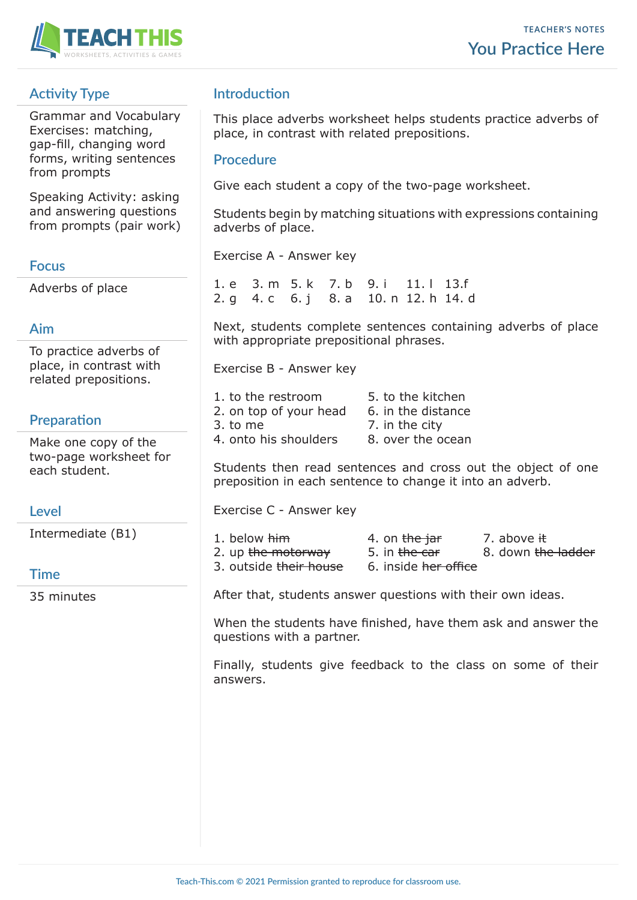TEACHER'S NOTES

# You Practice Here

## Activity Type

Grammar and Vocabulary Exercises: matching, gap-fill, changing word forms, writing sentences from prompts

Speaking Activity: asking and answering questions from prompts (pair work)

## Focus

Adverbs of place

## Aim

To practice adverbs of place, in contrast with related prepositions.

## Preparation

Make one copy of the two-page worksheet for each student.

## Level

Intermediate (B1)

## Time

35 minutes

## Introduction

This place adverbs worksheet helps students practice adverbs of place, in contrast with related prepositions.

## Procedure

Give each student a copy of the two-page worksheet.

Students begin by matching situations with expressions containing adverbs of place.

Exercise A - Answer key

| | | | | | | |
|---|---|---|---|---|---|---|
| 1. e | 3. m | 5. k | 7. b | 9. i | 11. l | 13.f |
| 2. g | 4. c | 6. j | 8. a | 10. n | 12. h | 14. d |

Next, students complete sentences containing adverbs of place with appropriate prepositional phrases.

Exercise B - Answer key

1. to the restroom
2. on top of your head
3. to me
4. onto his shoulders
5. to the kitchen
6. in the distance
7. in the city
8. over the ocean

Students then read sentences and cross out the object of one preposition in each sentence to change it into an adverb.

Exercise C - Answer key

1. below ~~him~~
2. up ~~the motorway~~
3. outside ~~their house~~
4. on ~~the jar~~
5. in ~~the car~~
6. inside ~~her office~~
7. above ~~it~~
8. down ~~the ladder~~

After that, students answer questions with their own ideas.

When the students have finished, have them ask and answer the questions with a partner.

Finally, students give feedback to the class on some of their answers.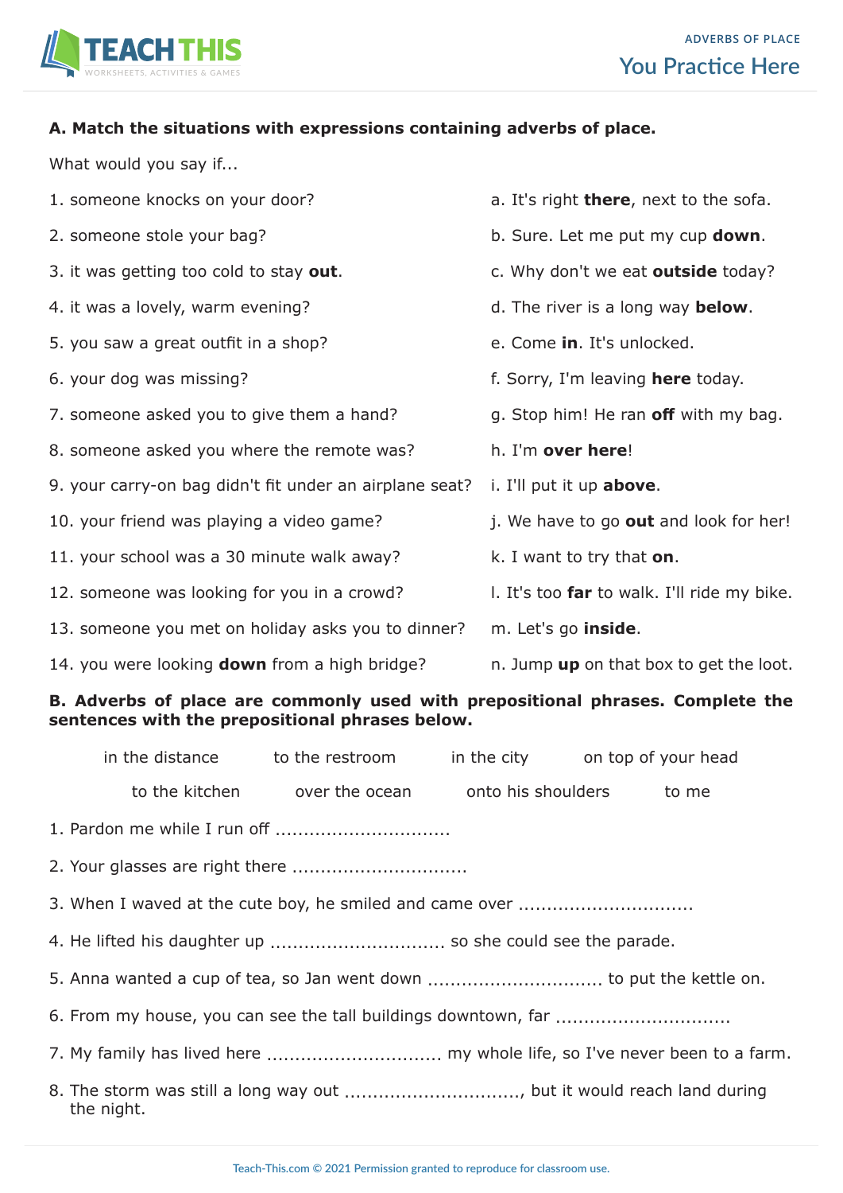**A. Match the situations with expressions containing adverbs of place.**

What would you say if...

1. someone knocks on your door?
2. someone stole your bag?
3. it was getting too cold to stay **out**.
4. it was a lovely, warm evening?
5. you saw a great outfit in a shop?
6. your dog was missing?
7. someone asked you to give them a hand?
8. someone asked you where the remote was?
9. your carry-on bag didn't fit under an airplane seat?
10. your friend was playing a video game?
11. your school was a 30 minute walk away?
12. someone was looking for you in a crowd?
13. someone you met on holiday asks you to dinner?
14. you were looking **down** from a high bridge?

a. It's right **there**, next to the sofa.
b. Sure. Let me put my cup **down**.
c. Why don't we eat **outside** today?
d. The river is a long way **below**.
e. Come **in**. It's unlocked.
f. Sorry, I'm leaving **here** today.
g. Stop him! He ran **off** with my bag.
h. I'm **over here**!
i. I'll put it up **above**.
j. We have to go **out** and look for her!
k. I want to try that **on**.
l. It's too **far** to walk. I'll ride my bike.
m. Let's go **inside**.
n. Jump **up** on that box to get the loot.

**B. Adverbs of place are commonly used with prepositional phrases. Complete the sentences with the prepositional phrases below.**

in the distance | to the restroom | in the city | on top of your head
to the kitchen | over the ocean | onto his shoulders | to me

1. Pardon me while I run off ..............................
2. Your glasses are right there ..............................
3. When I waved at the cute boy, he smiled and came over ..............................
4. He lifted his daughter up .............................. so she could see the parade.
5. Anna wanted a cup of tea, so Jan went down .............................. to put the kettle on.
6. From my house, you can see the tall buildings downtown, far ..............................
7. My family has lived here .............................. my whole life, so I've never been to a farm.
8. The storm was still a long way out .............................., but it would reach land during the night.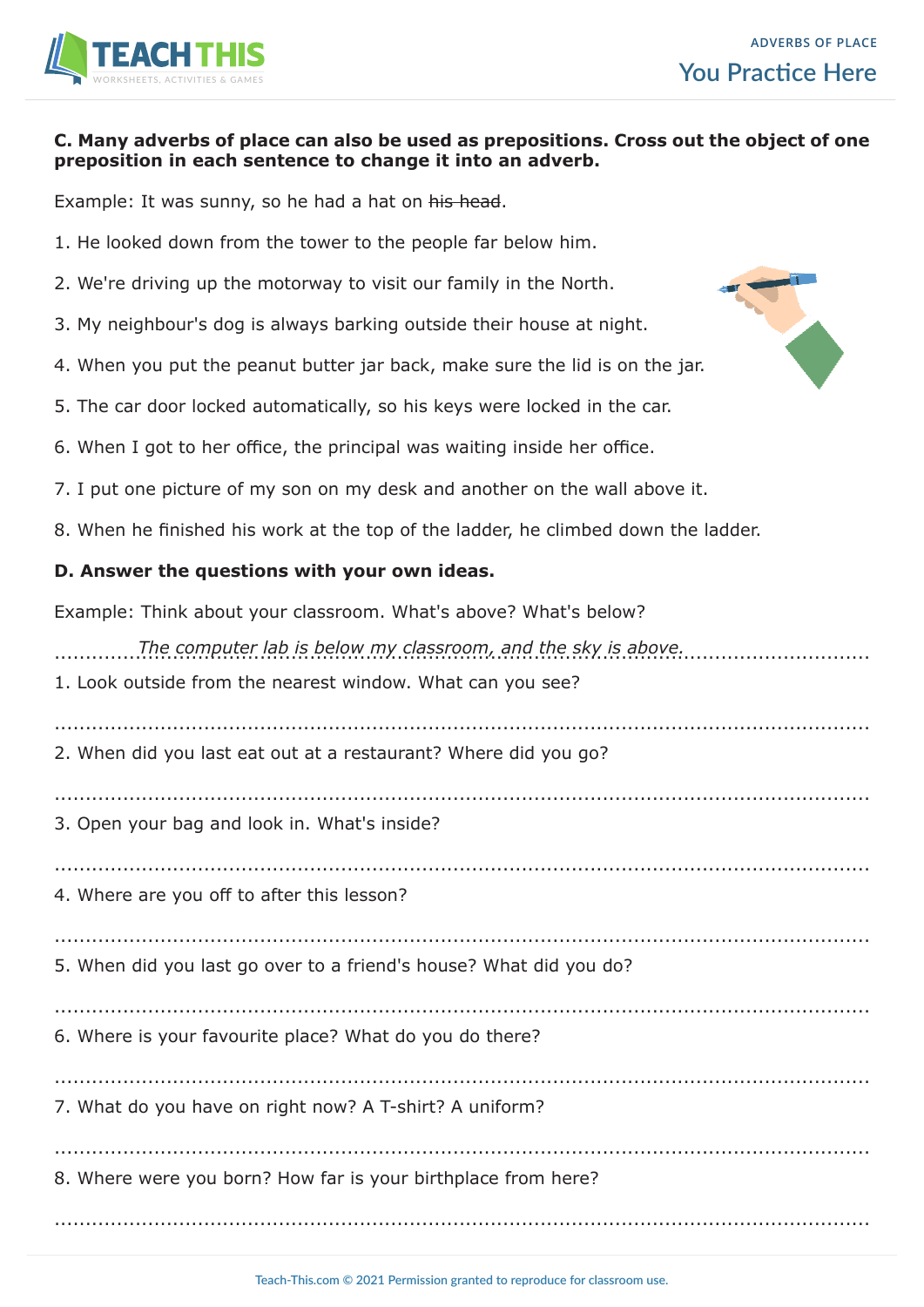**C. Many adverbs of place can also be used as prepositions. Cross out the object of one preposition in each sentence to change it into an adverb.**

Example: It was sunny, so he had a hat on ~~his head~~.

1. He looked down from the tower to the people far below him.
2. We're driving up the motorway to visit our family in the North.
3. My neighbour's dog is always barking outside their house at night.
4. When you put the peanut butter jar back, make sure the lid is on the jar.
5. The car door locked automatically, so his keys were locked in the car.
6. When I got to her office, the principal was waiting inside her office.
7. I put one picture of my son on my desk and another on the wall above it.
8. When he finished his work at the top of the ladder, he climbed down the ladder.

**D. Answer the questions with your own ideas.**

Example: Think about your classroom. What's above? What's below?

*The computer lab is below my classroom, and the sky is above.*

1. Look outside from the nearest window. What can you see?

..........................................................................................................

2. When did you last eat out at a restaurant? Where did you go?

..........................................................................................................

3. Open your bag and look in. What's inside?

..........................................................................................................

4. Where are you off to after this lesson?

..........................................................................................................

5. When did you last go over to a friend's house? What did you do?

..........................................................................................................

6. Where is your favourite place? What do you do there?

..........................................................................................................

7. What do you have on right now? A T-shirt? A uniform?

..........................................................................................................

8. Where were you born? How far is your birthplace from here?

..........................................................................................................